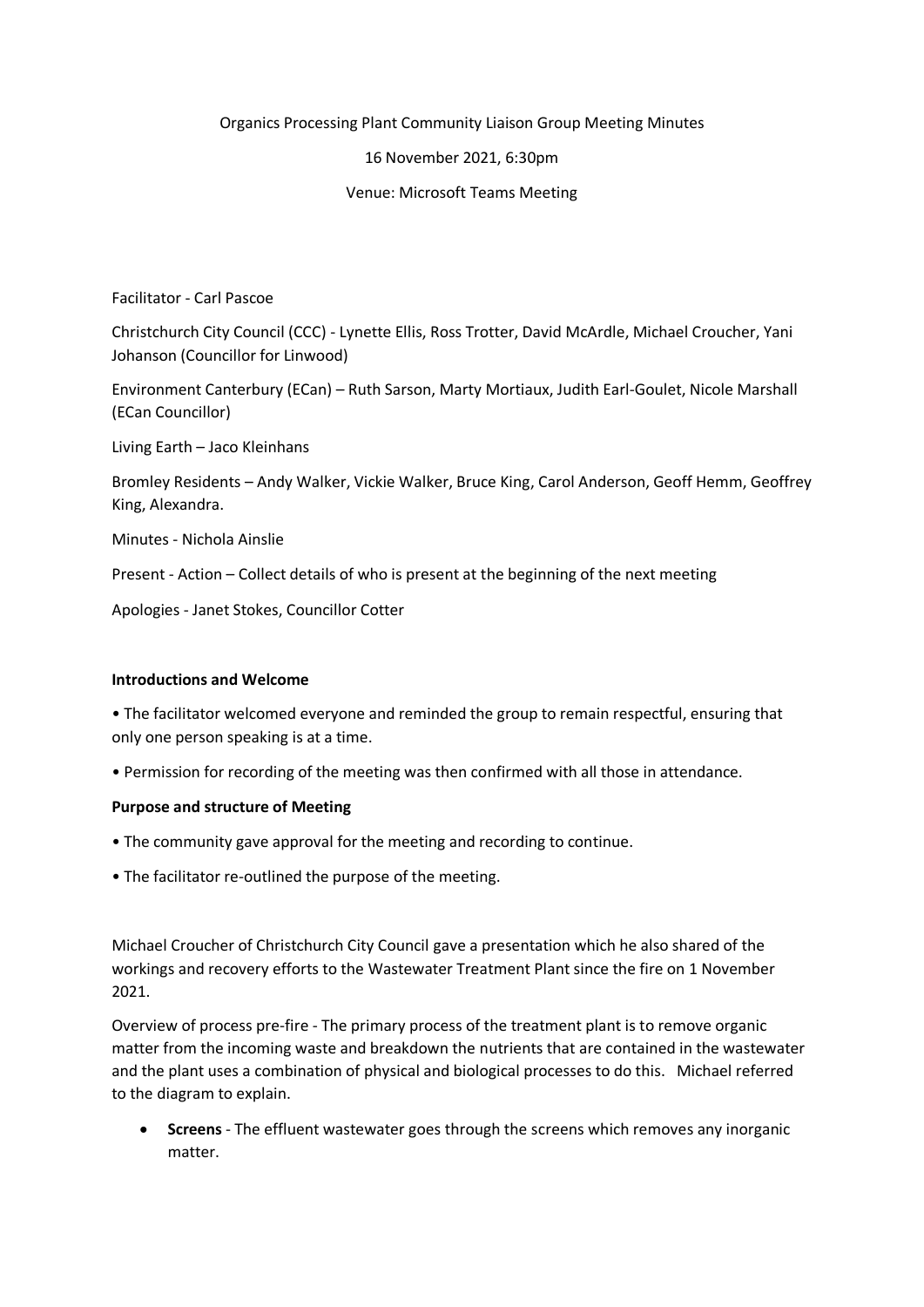Organics Processing Plant Community Liaison Group Meeting Minutes

16 November 2021, 6:30pm

Venue: Microsoft Teams Meeting

Facilitator - Carl Pascoe

Christchurch City Council (CCC) - Lynette Ellis, Ross Trotter, David McArdle, Michael Croucher, Yani Johanson (Councillor for Linwood)

Environment Canterbury (ECan) – Ruth Sarson, Marty Mortiaux, Judith Earl-Goulet, Nicole Marshall (ECan Councillor)

Living Earth – Jaco Kleinhans

Bromley Residents – Andy Walker, Vickie Walker, Bruce King, Carol Anderson, Geoff Hemm, Geoffrey King, Alexandra.

Minutes - Nichola Ainslie

Present - Action – Collect details of who is present at the beginning of the next meeting

Apologies - Janet Stokes, Councillor Cotter

**Introductions and Welcome**

- The facilitator welcomed everyone and reminded the group to remain respectful, ensuring that only one person speaking is at a time.
- Permission for recording of the meeting was then confirmed with all those in attendance.

**Purpose and structure of Meeting**

- The community gave approval for the meeting and recording to continue.
- The facilitator re-outlined the purpose of the meeting.

Michael Croucher of Christchurch City Council gave a presentation which he also shared of the workings and recovery efforts to the Wastewater Treatment Plant since the fire on 1 November 2021.

Overview of process pre-fire - The primary process of the treatment plant is to remove organic matter from the incoming waste and breakdown the nutrients that are contained in the wastewater and the plant uses a combination of physical and biological processes to do this. Michael referred to the diagram to explain.

- **Screens** - The effluent wastewater goes through the screens which removes any inorganic matter.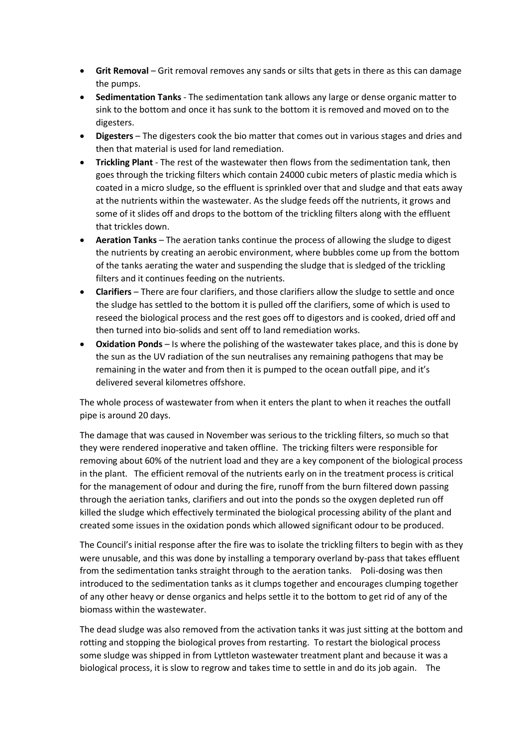- **Grit Removal** – Grit removal removes any sands or silts that gets in there as this can damage the pumps.
- **Sedimentation Tanks** - The sedimentation tank allows any large or dense organic matter to sink to the bottom and once it has sunk to the bottom it is removed and moved on to the digesters.
- **Digesters** – The digesters cook the bio matter that comes out in various stages and dries and then that material is used for land remediation.
- **Trickling Plant** - The rest of the wastewater then flows from the sedimentation tank, then goes through the tricking filters which contain 24000 cubic meters of plastic media which is coated in a micro sludge, so the effluent is sprinkled over that and sludge and that eats away at the nutrients within the wastewater. As the sludge feeds off the nutrients, it grows and some of it slides off and drops to the bottom of the trickling filters along with the effluent that trickles down.
- **Aeration Tanks** – The aeration tanks continue the process of allowing the sludge to digest the nutrients by creating an aerobic environment, where bubbles come up from the bottom of the tanks aerating the water and suspending the sludge that is sledged of the trickling filters and it continues feeding on the nutrients.
- **Clarifiers** – There are four clarifiers, and those clarifiers allow the sludge to settle and once the sludge has settled to the bottom it is pulled off the clarifiers, some of which is used to reseed the biological process and the rest goes off to digestors and is cooked, dried off and then turned into bio-solids and sent off to land remediation works.
- **Oxidation Ponds** – Is where the polishing of the wastewater takes place, and this is done by the sun as the UV radiation of the sun neutralises any remaining pathogens that may be remaining in the water and from then it is pumped to the ocean outfall pipe, and it's delivered several kilometres offshore.

The whole process of wastewater from when it enters the plant to when it reaches the outfall pipe is around 20 days.

The damage that was caused in November was serious to the trickling filters, so much so that they were rendered inoperative and taken offline. The tricking filters were responsible for removing about 60% of the nutrient load and they are a key component of the biological process in the plant. The efficient removal of the nutrients early on in the treatment process is critical for the management of odour and during the fire, runoff from the burn filtered down passing through the aeration tanks, clarifiers and out into the ponds so the oxygen depleted run off killed the sludge which effectively terminated the biological processing ability of the plant and created some issues in the oxidation ponds which allowed significant odour to be produced.

The Council's initial response after the fire was to isolate the trickling filters to begin with as they were unusable, and this was done by installing a temporary overland by-pass that takes effluent from the sedimentation tanks straight through to the aeration tanks. Poli-dosing was then introduced to the sedimentation tanks as it clumps together and encourages clumping together of any other heavy or dense organics and helps settle it to the bottom to get rid of any of the biomass within the wastewater.

The dead sludge was also removed from the activation tanks it was just sitting at the bottom and rotting and stopping the biological proves from restarting. To restart the biological process some sludge was shipped in from Lyttleton wastewater treatment plant and because it was a biological process, it is slow to regrow and takes time to settle in and do its job again. The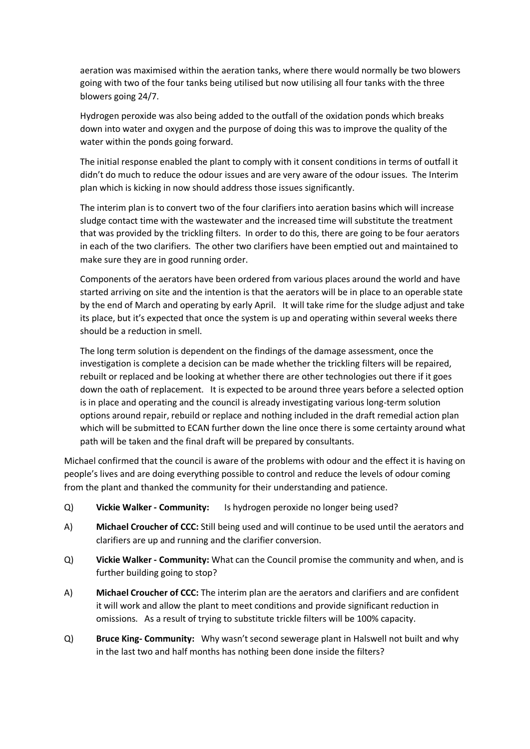aeration was maximised within the aeration tanks, where there would normally be two blowers going with two of the four tanks being utilised but now utilising all four tanks with the three blowers going 24/7.

Hydrogen peroxide was also being added to the outfall of the oxidation ponds which breaks down into water and oxygen and the purpose of doing this was to improve the quality of the water within the ponds going forward.

The initial response enabled the plant to comply with it consent conditions in terms of outfall it didn't do much to reduce the odour issues and are very aware of the odour issues. The Interim plan which is kicking in now should address those issues significantly.

The interim plan is to convert two of the four clarifiers into aeration basins which will increase sludge contact time with the wastewater and the increased time will substitute the treatment that was provided by the trickling filters. In order to do this, there are going to be four aerators in each of the two clarifiers. The other two clarifiers have been emptied out and maintained to make sure they are in good running order.

Components of the aerators have been ordered from various places around the world and have started arriving on site and the intention is that the aerators will be in place to an operable state by the end of March and operating by early April. It will take rime for the sludge adjust and take its place, but it's expected that once the system is up and operating within several weeks there should be a reduction in smell.

The long term solution is dependent on the findings of the damage assessment, once the investigation is complete a decision can be made whether the trickling filters will be repaired, rebuilt or replaced and be looking at whether there are other technologies out there if it goes down the oath of replacement. It is expected to be around three years before a selected option is in place and operating and the council is already investigating various long-term solution options around repair, rebuild or replace and nothing included in the draft remedial action plan which will be submitted to ECAN further down the line once there is some certainty around what path will be taken and the final draft will be prepared by consultants.

Michael confirmed that the council is aware of the problems with odour and the effect it is having on people's lives and are doing everything possible to control and reduce the levels of odour coming from the plant and thanked the community for their understanding and patience.

Q) **Vickie Walker - Community:** Is hydrogen peroxide no longer being used?

A) **Michael Croucher of CCC:** Still being used and will continue to be used until the aerators and clarifiers are up and running and the clarifier conversion.

Q) **Vickie Walker - Community:** What can the Council promise the community and when, and is further building going to stop?

A) **Michael Croucher of CCC:** The interim plan are the aerators and clarifiers and are confident it will work and allow the plant to meet conditions and provide significant reduction in omissions. As a result of trying to substitute trickle filters will be 100% capacity.

Q) **Bruce King- Community:** Why wasn't second sewerage plant in Halswell not built and why in the last two and half months has nothing been done inside the filters?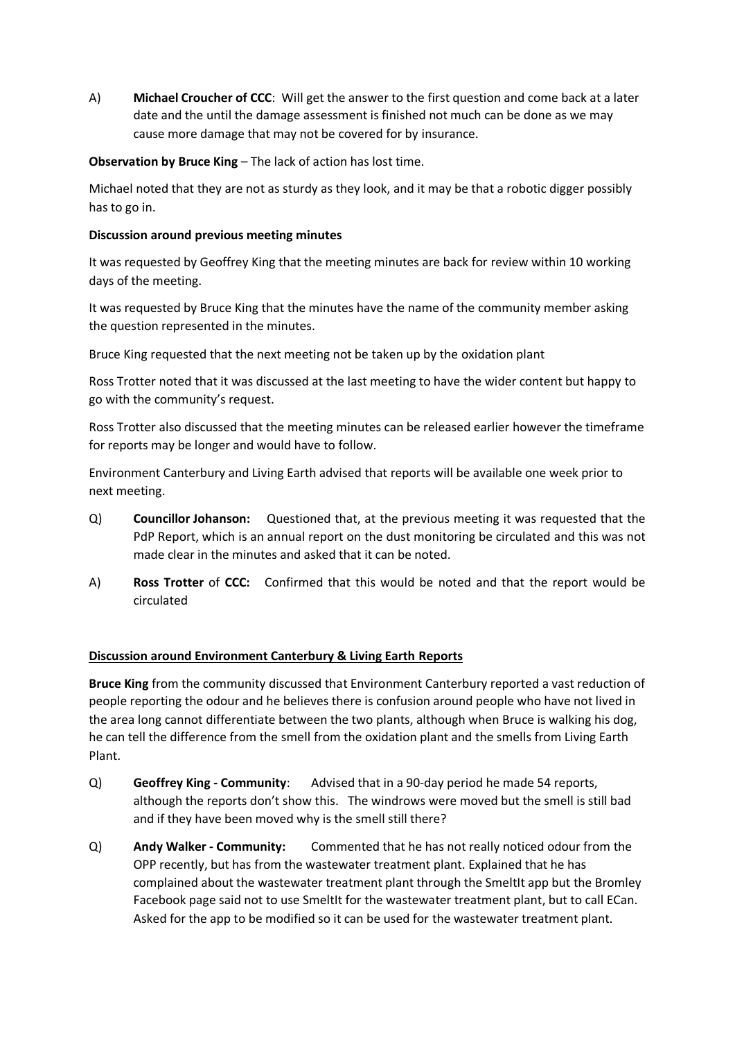A) **Michael Croucher of CCC**: Will get the answer to the first question and come back at a later date and the until the damage assessment is finished not much can be done as we may cause more damage that may not be covered for by insurance.

**Observation by Bruce King** – The lack of action has lost time.

Michael noted that they are not as sturdy as they look, and it may be that a robotic digger possibly has to go in.

**Discussion around previous meeting minutes**

It was requested by Geoffrey King that the meeting minutes are back for review within 10 working days of the meeting.

It was requested by Bruce King that the minutes have the name of the community member asking the question represented in the minutes.

Bruce King requested that the next meeting not be taken up by the oxidation plant

Ross Trotter noted that it was discussed at the last meeting to have the wider content but happy to go with the community's request.

Ross Trotter also discussed that the meeting minutes can be released earlier however the timeframe for reports may be longer and would have to follow.

Environment Canterbury and Living Earth advised that reports will be available one week prior to next meeting.

Q) **Councillor Johanson:** Questioned that, at the previous meeting it was requested that the PdP Report, which is an annual report on the dust monitoring be circulated and this was not made clear in the minutes and asked that it can be noted.

A) **Ross Trotter** of **CCC:** Confirmed that this would be noted and that the report would be circulated

## Discussion around Environment Canterbury & Living Earth Reports

**Bruce King** from the community discussed that Environment Canterbury reported a vast reduction of people reporting the odour and he believes there is confusion around people who have not lived in the area long cannot differentiate between the two plants, although when Bruce is walking his dog, he can tell the difference from the smell from the oxidation plant and the smells from Living Earth Plant.

Q) **Geoffrey King - Community**: Advised that in a 90-day period he made 54 reports, although the reports don't show this. The windrows were moved but the smell is still bad and if they have been moved why is the smell still there?

Q) **Andy Walker - Community:** Commented that he has not really noticed odour from the OPP recently, but has from the wastewater treatment plant. Explained that he has complained about the wastewater treatment plant through the SmeltIt app but the Bromley Facebook page said not to use SmeltIt for the wastewater treatment plant, but to call ECan. Asked for the app to be modified so it can be used for the wastewater treatment plant.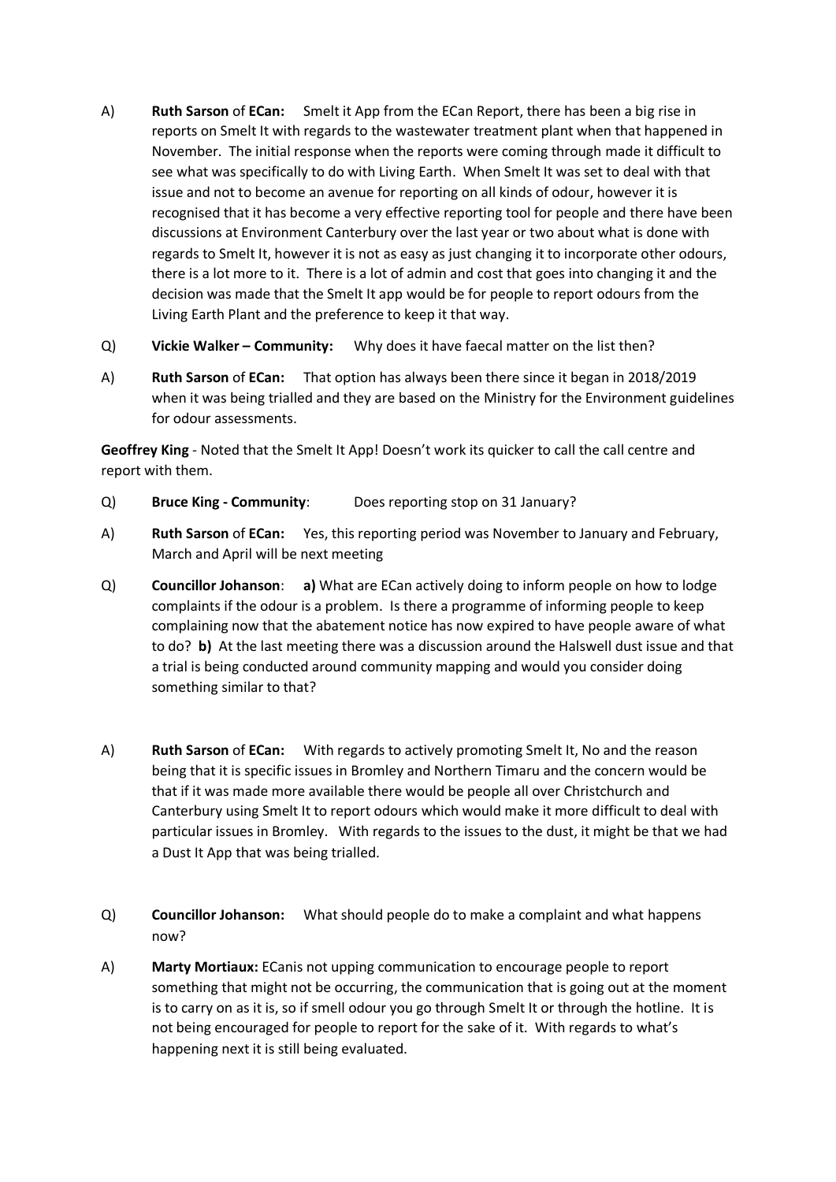A) **Ruth Sarson** of **ECan:** Smelt it App from the ECan Report, there has been a big rise in reports on Smelt It with regards to the wastewater treatment plant when that happened in November. The initial response when the reports were coming through made it difficult to see what was specifically to do with Living Earth. When Smelt It was set to deal with that issue and not to become an avenue for reporting on all kinds of odour, however it is recognised that it has become a very effective reporting tool for people and there have been discussions at Environment Canterbury over the last year or two about what is done with regards to Smelt It, however it is not as easy as just changing it to incorporate other odours, there is a lot more to it. There is a lot of admin and cost that goes into changing it and the decision was made that the Smelt It app would be for people to report odours from the Living Earth Plant and the preference to keep it that way.

Q) **Vickie Walker – Community:** Why does it have faecal matter on the list then?

A) **Ruth Sarson** of **ECan:** That option has always been there since it began in 2018/2019 when it was being trialled and they are based on the Ministry for the Environment guidelines for odour assessments.

**Geoffrey King** - Noted that the Smelt It App! Doesn't work its quicker to call the call centre and report with them.

Q) **Bruce King - Community**: Does reporting stop on 31 January?

A) **Ruth Sarson** of **ECan:** Yes, this reporting period was November to January and February, March and April will be next meeting

Q) **Councillor Johanson**: **a)** What are ECan actively doing to inform people on how to lodge complaints if the odour is a problem. Is there a programme of informing people to keep complaining now that the abatement notice has now expired to have people aware of what to do? **b)** At the last meeting there was a discussion around the Halswell dust issue and that a trial is being conducted around community mapping and would you consider doing something similar to that?

A) **Ruth Sarson** of **ECan:** With regards to actively promoting Smelt It, No and the reason being that it is specific issues in Bromley and Northern Timaru and the concern would be that if it was made more available there would be people all over Christchurch and Canterbury using Smelt It to report odours which would make it more difficult to deal with particular issues in Bromley. With regards to the issues to the dust, it might be that we had a Dust It App that was being trialled.

Q) **Councillor Johanson:** What should people do to make a complaint and what happens now?

A) **Marty Mortiaux:** ECanis not upping communication to encourage people to report something that might not be occurring, the communication that is going out at the moment is to carry on as it is, so if smell odour you go through Smelt It or through the hotline. It is not being encouraged for people to report for the sake of it. With regards to what's happening next it is still being evaluated.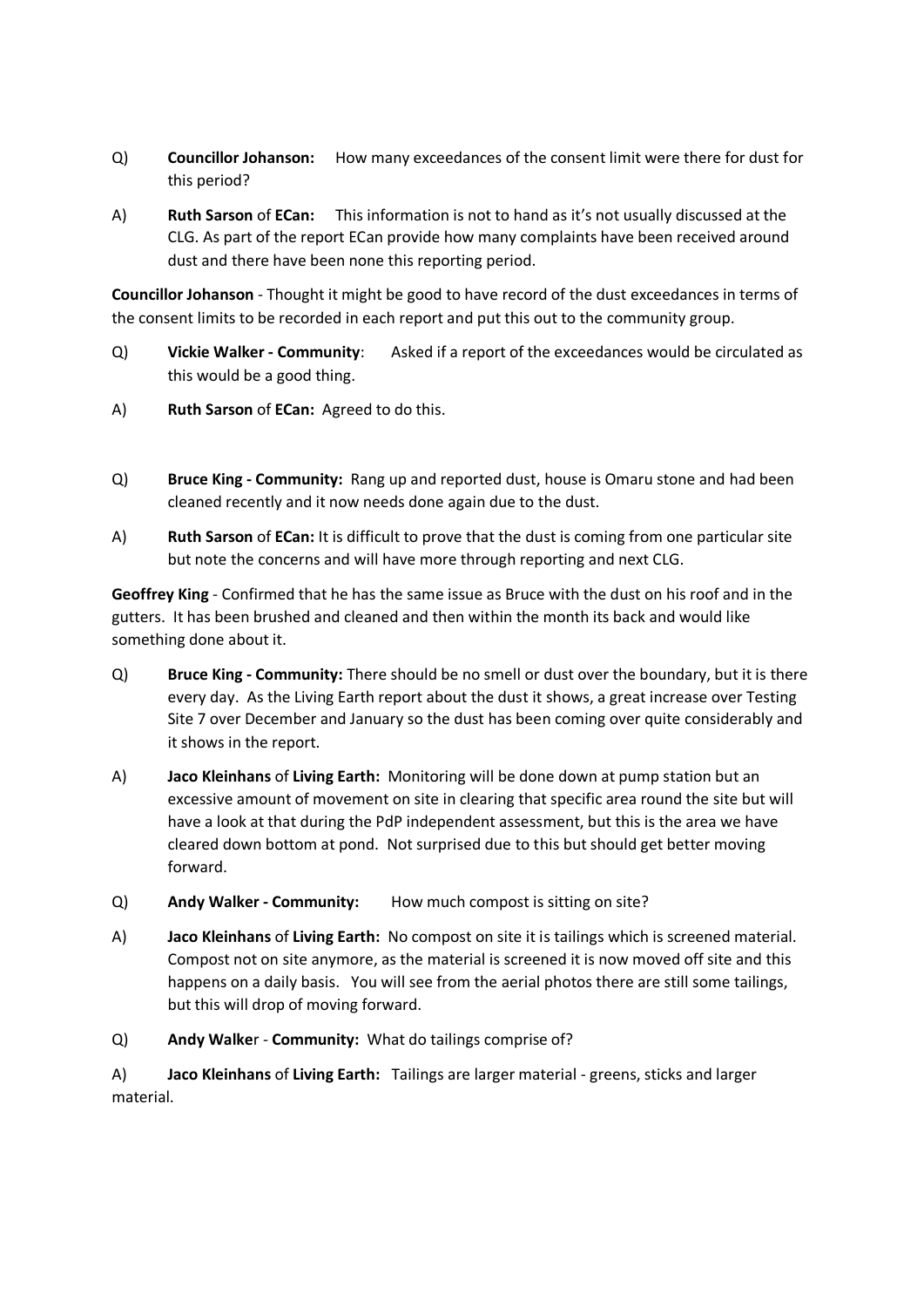Q) **Councillor Johanson:** How many exceedances of the consent limit were there for dust for this period?

A) **Ruth Sarson** of **ECan:** This information is not to hand as it's not usually discussed at the CLG. As part of the report ECan provide how many complaints have been received around dust and there have been none this reporting period.

**Councillor Johanson** - Thought it might be good to have record of the dust exceedances in terms of the consent limits to be recorded in each report and put this out to the community group.

Q) **Vickie Walker - Community**: Asked if a report of the exceedances would be circulated as this would be a good thing.

A) **Ruth Sarson** of **ECan:** Agreed to do this.

Q) **Bruce King - Community:** Rang up and reported dust, house is Omaru stone and had been cleaned recently and it now needs done again due to the dust.

A) **Ruth Sarson** of **ECan:** It is difficult to prove that the dust is coming from one particular site but note the concerns and will have more through reporting and next CLG.

**Geoffrey King** - Confirmed that he has the same issue as Bruce with the dust on his roof and in the gutters. It has been brushed and cleaned and then within the month its back and would like something done about it.

Q) **Bruce King - Community:** There should be no smell or dust over the boundary, but it is there every day. As the Living Earth report about the dust it shows, a great increase over Testing Site 7 over December and January so the dust has been coming over quite considerably and it shows in the report.

A) **Jaco Kleinhans** of **Living Earth:** Monitoring will be done down at pump station but an excessive amount of movement on site in clearing that specific area round the site but will have a look at that during the PdP independent assessment, but this is the area we have cleared down bottom at pond. Not surprised due to this but should get better moving forward.

Q) **Andy Walker - Community:** How much compost is sitting on site?

A) **Jaco Kleinhans** of **Living Earth:** No compost on site it is tailings which is screened material. Compost not on site anymore, as the material is screened it is now moved off site and this happens on a daily basis. You will see from the aerial photos there are still some tailings, but this will drop of moving forward.

Q) **Andy Walker** - **Community:** What do tailings comprise of?

A) **Jaco Kleinhans** of **Living Earth:** Tailings are larger material - greens, sticks and larger material.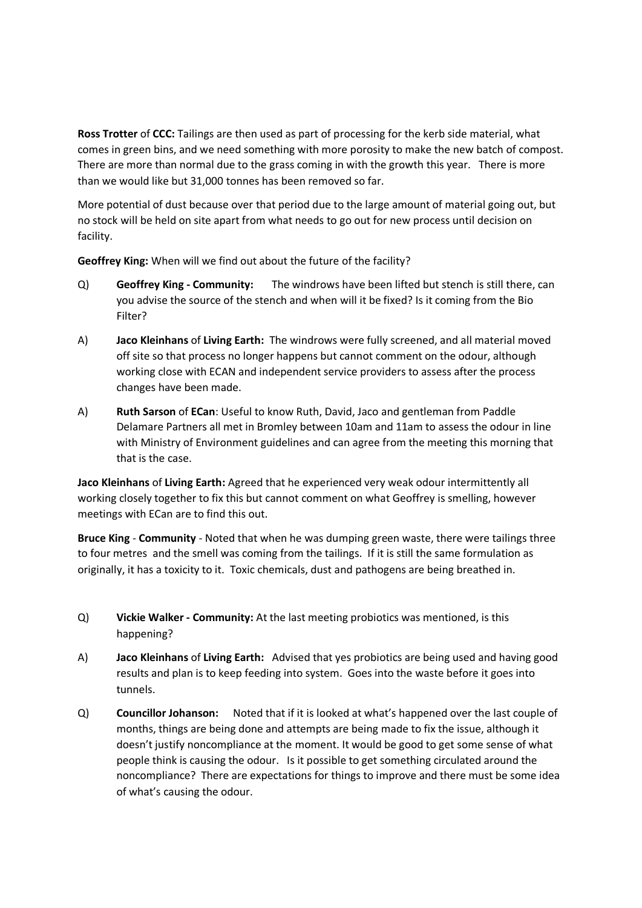**Ross Trotter** of **CCC:** Tailings are then used as part of processing for the kerb side material, what comes in green bins, and we need something with more porosity to make the new batch of compost. There are more than normal due to the grass coming in with the growth this year. There is more than we would like but 31,000 tonnes has been removed so far.

More potential of dust because over that period due to the large amount of material going out, but no stock will be held on site apart from what needs to go out for new process until decision on facility.

**Geoffrey King:** When will we find out about the future of the facility?

Q) **Geoffrey King - Community:** The windrows have been lifted but stench is still there, can you advise the source of the stench and when will it be fixed? Is it coming from the Bio Filter?

A) **Jaco Kleinhans** of **Living Earth:** The windrows were fully screened, and all material moved off site so that process no longer happens but cannot comment on the odour, although working close with ECAN and independent service providers to assess after the process changes have been made.

A) **Ruth Sarson** of **ECan**: Useful to know Ruth, David, Jaco and gentleman from Paddle Delamare Partners all met in Bromley between 10am and 11am to assess the odour in line with Ministry of Environment guidelines and can agree from the meeting this morning that that is the case.

**Jaco Kleinhans** of **Living Earth:** Agreed that he experienced very weak odour intermittently all working closely together to fix this but cannot comment on what Geoffrey is smelling, however meetings with ECan are to find this out.

**Bruce King** - **Community** - Noted that when he was dumping green waste, there were tailings three to four metres and the smell was coming from the tailings. If it is still the same formulation as originally, it has a toxicity to it. Toxic chemicals, dust and pathogens are being breathed in.

Q) **Vickie Walker - Community:** At the last meeting probiotics was mentioned, is this happening?

A) **Jaco Kleinhans** of **Living Earth:** Advised that yes probiotics are being used and having good results and plan is to keep feeding into system. Goes into the waste before it goes into tunnels.

Q) **Councillor Johanson:** Noted that if it is looked at what's happened over the last couple of months, things are being done and attempts are being made to fix the issue, although it doesn't justify noncompliance at the moment. It would be good to get some sense of what people think is causing the odour. Is it possible to get something circulated around the noncompliance? There are expectations for things to improve and there must be some idea of what's causing the odour.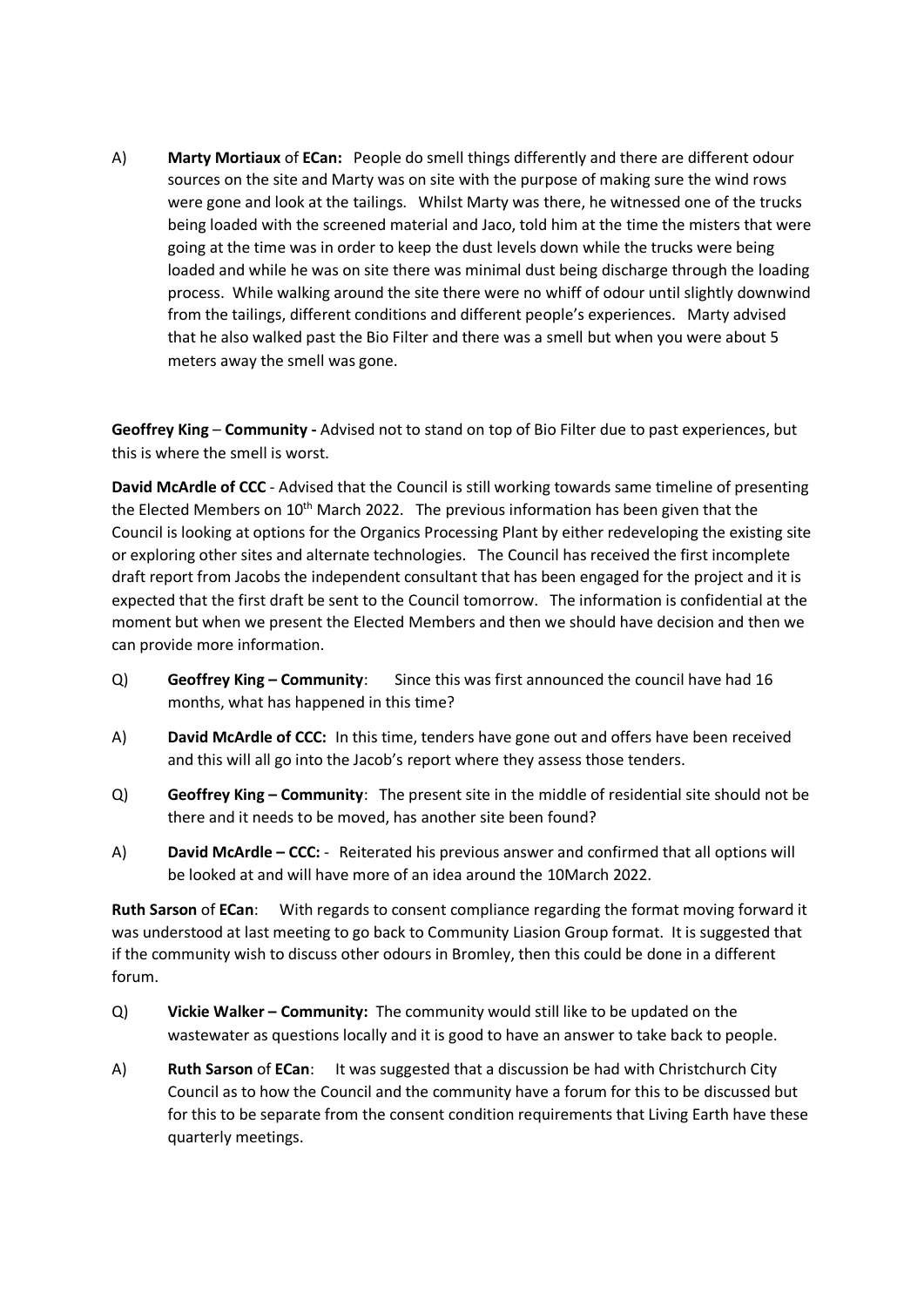A) **Marty Mortiaux** of **ECan:** People do smell things differently and there are different odour sources on the site and Marty was on site with the purpose of making sure the wind rows were gone and look at the tailings. Whilst Marty was there, he witnessed one of the trucks being loaded with the screened material and Jaco, told him at the time the misters that were going at the time was in order to keep the dust levels down while the trucks were being loaded and while he was on site there was minimal dust being discharge through the loading process. While walking around the site there were no whiff of odour until slightly downwind from the tailings, different conditions and different people's experiences. Marty advised that he also walked past the Bio Filter and there was a smell but when you were about 5 meters away the smell was gone.

**Geoffrey King** – **Community -** Advised not to stand on top of Bio Filter due to past experiences, but this is where the smell is worst.

**David McArdle of CCC** - Advised that the Council is still working towards same timeline of presenting the Elected Members on 10th March 2022. The previous information has been given that the Council is looking at options for the Organics Processing Plant by either redeveloping the existing site or exploring other sites and alternate technologies. The Council has received the first incomplete draft report from Jacobs the independent consultant that has been engaged for the project and it is expected that the first draft be sent to the Council tomorrow. The information is confidential at the moment but when we present the Elected Members and then we should have decision and then we can provide more information.

Q) **Geoffrey King – Community**: Since this was first announced the council have had 16 months, what has happened in this time?

A) **David McArdle of CCC:** In this time, tenders have gone out and offers have been received and this will all go into the Jacob's report where they assess those tenders.

Q) **Geoffrey King – Community**: The present site in the middle of residential site should not be there and it needs to be moved, has another site been found?

A) **David McArdle – CCC:** - Reiterated his previous answer and confirmed that all options will be looked at and will have more of an idea around the 10March 2022.

**Ruth Sarson** of **ECan**: With regards to consent compliance regarding the format moving forward it was understood at last meeting to go back to Community Liasion Group format. It is suggested that if the community wish to discuss other odours in Bromley, then this could be done in a different forum.

Q) **Vickie Walker – Community:** The community would still like to be updated on the wastewater as questions locally and it is good to have an answer to take back to people.

A) **Ruth Sarson** of **ECan**: It was suggested that a discussion be had with Christchurch City Council as to how the Council and the community have a forum for this to be discussed but for this to be separate from the consent condition requirements that Living Earth have these quarterly meetings.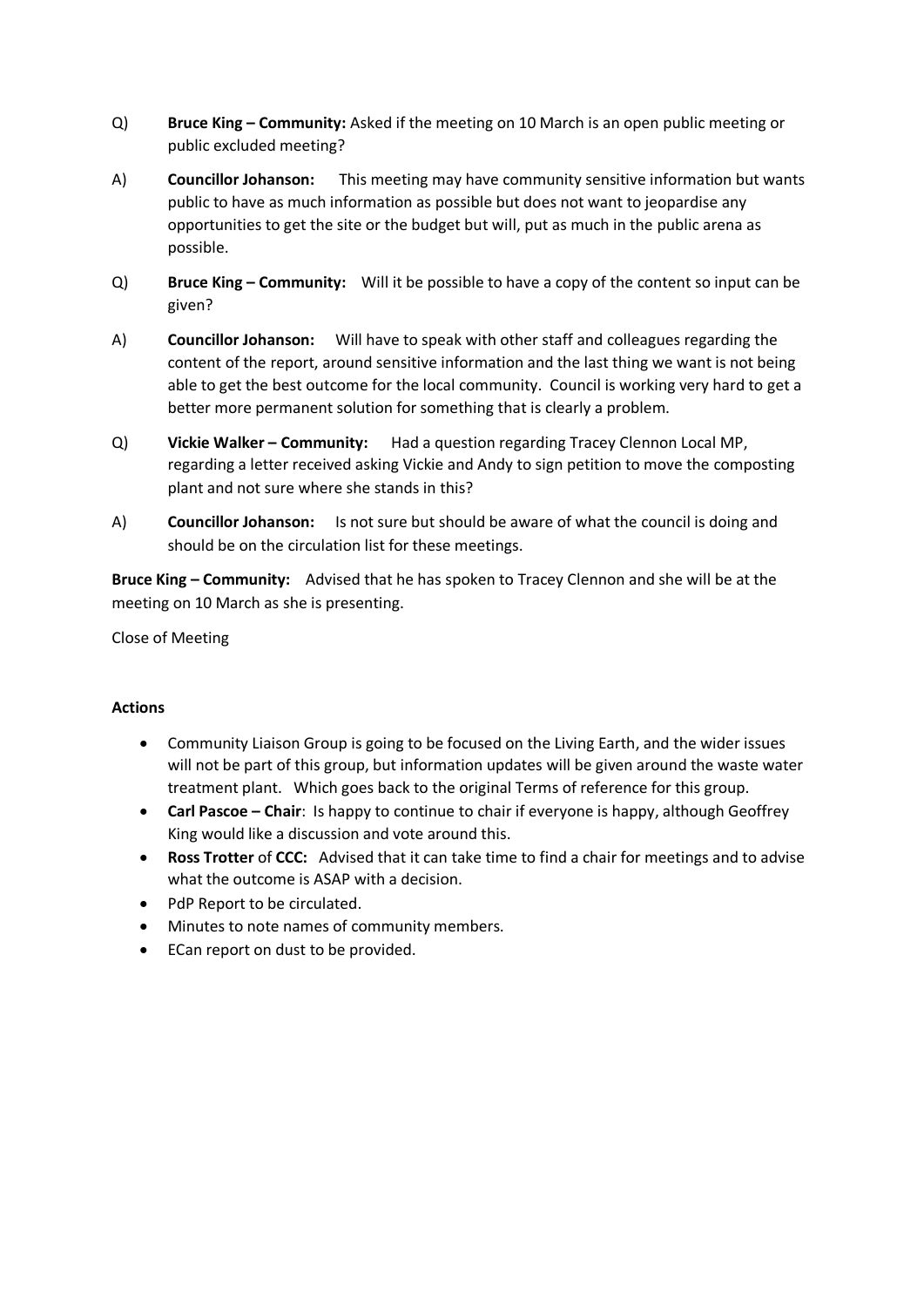Q) **Bruce King – Community:** Asked if the meeting on 10 March is an open public meeting or public excluded meeting?

A) **Councillor Johanson:** This meeting may have community sensitive information but wants public to have as much information as possible but does not want to jeopardise any opportunities to get the site or the budget but will, put as much in the public arena as possible.

Q) **Bruce King – Community:** Will it be possible to have a copy of the content so input can be given?

A) **Councillor Johanson:** Will have to speak with other staff and colleagues regarding the content of the report, around sensitive information and the last thing we want is not being able to get the best outcome for the local community. Council is working very hard to get a better more permanent solution for something that is clearly a problem.

Q) **Vickie Walker – Community:** Had a question regarding Tracey Clennon Local MP, regarding a letter received asking Vickie and Andy to sign petition to move the composting plant and not sure where she stands in this?

A) **Councillor Johanson:** Is not sure but should be aware of what the council is doing and should be on the circulation list for these meetings.

**Bruce King – Community:** Advised that he has spoken to Tracey Clennon and she will be at the meeting on 10 March as she is presenting.

Close of Meeting

**Actions**

- Community Liaison Group is going to be focused on the Living Earth, and the wider issues will not be part of this group, but information updates will be given around the waste water treatment plant. Which goes back to the original Terms of reference for this group.
- **Carl Pascoe – Chair**: Is happy to continue to chair if everyone is happy, although Geoffrey King would like a discussion and vote around this.
- **Ross Trotter** of **CCC:** Advised that it can take time to find a chair for meetings and to advise what the outcome is ASAP with a decision.
- PdP Report to be circulated.
- Minutes to note names of community members.
- ECan report on dust to be provided.